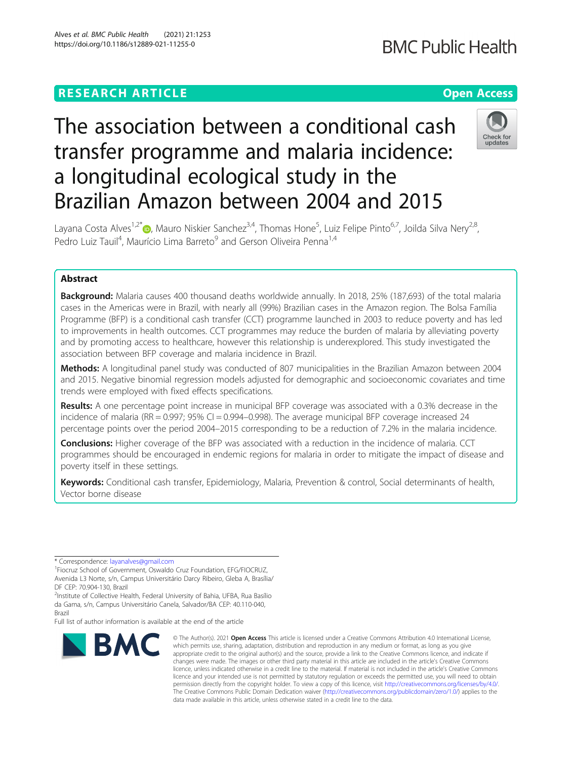RESEARCH ARTICLE

Open Access

# The association between a conditional cash transfer programme and malaria incidence: a longitudinal ecological study in the Brazilian Amazon between 2004 and 2015

Layana Costa Alves[1,2*], Mauro Niskier Sanchez[3,4], Thomas Hone[5], Luiz Felipe Pinto[6,7], Joilda Silva Nery[2,8], Pedro Luiz Tauil[4], Maurício Lima Barreto[9] and Gerson Oliveira Penna[1,4]

## Abstract

**Background:** Malaria causes 400 thousand deaths worldwide annually. In 2018, 25% (187,693) of the total malaria cases in the Americas were in Brazil, with nearly all (99%) Brazilian cases in the Amazon region. The Bolsa Família Programme (BFP) is a conditional cash transfer (CCT) programme launched in 2003 to reduce poverty and has led to improvements in health outcomes. CCT programmes may reduce the burden of malaria by alleviating poverty and by promoting access to healthcare, however this relationship is underexplored. This study investigated the association between BFP coverage and malaria incidence in Brazil.

**Methods:** A longitudinal panel study was conducted of 807 municipalities in the Brazilian Amazon between 2004 and 2015. Negative binomial regression models adjusted for demographic and socioeconomic covariates and time trends were employed with fixed effects specifications.

**Results:** A one percentage point increase in municipal BFP coverage was associated with a 0.3% decrease in the incidence of malaria (RR = 0.997; 95% CI = 0.994–0.998). The average municipal BFP coverage increased 24 percentage points over the period 2004–2015 corresponding to be a reduction of 7.2% in the malaria incidence.

**Conclusions:** Higher coverage of the BFP was associated with a reduction in the incidence of malaria. CCT programmes should be encouraged in endemic regions for malaria in order to mitigate the impact of disease and poverty itself in these settings.

**Keywords:** Conditional cash transfer, Epidemiology, Malaria, Prevention & control, Social determinants of health, Vector borne disease

---

* Correspondence: layanalves@gmail.com

[1]Fiocruz School of Government, Oswaldo Cruz Foundation, EFG/FIOCRUZ, Avenida L3 Norte, s/n, Campus Universitário Darcy Ribeiro, Gleba A, Brasília/DF CEP: 70.904-130, Brazil

[2]Institute of Collective Health, Federal University of Bahia, UFBA, Rua Basílio da Gama, s/n, Campus Universitário Canela, Salvador/BA CEP: 40.110-040, Brazil

Full list of author information is available at the end of the article

© The Author(s). 2021 **Open Access** This article is licensed under a Creative Commons Attribution 4.0 International License, which permits use, sharing, adaptation, distribution and reproduction in any medium or format, as long as you give appropriate credit to the original author(s) and the source, provide a link to the Creative Commons licence, and indicate if changes were made. The images or other third party material in this article are included in the article's Creative Commons licence, unless indicated otherwise in a credit line to the material. If material is not included in the article's Creative Commons licence and your intended use is not permitted by statutory regulation or exceeds the permitted use, you will need to obtain permission directly from the copyright holder. To view a copy of this licence, visit http://creativecommons.org/licenses/by/4.0/. The Creative Commons Public Domain Dedication waiver (http://creativecommons.org/publicdomain/zero/1.0/) applies to the data made available in this article, unless otherwise stated in a credit line to the data.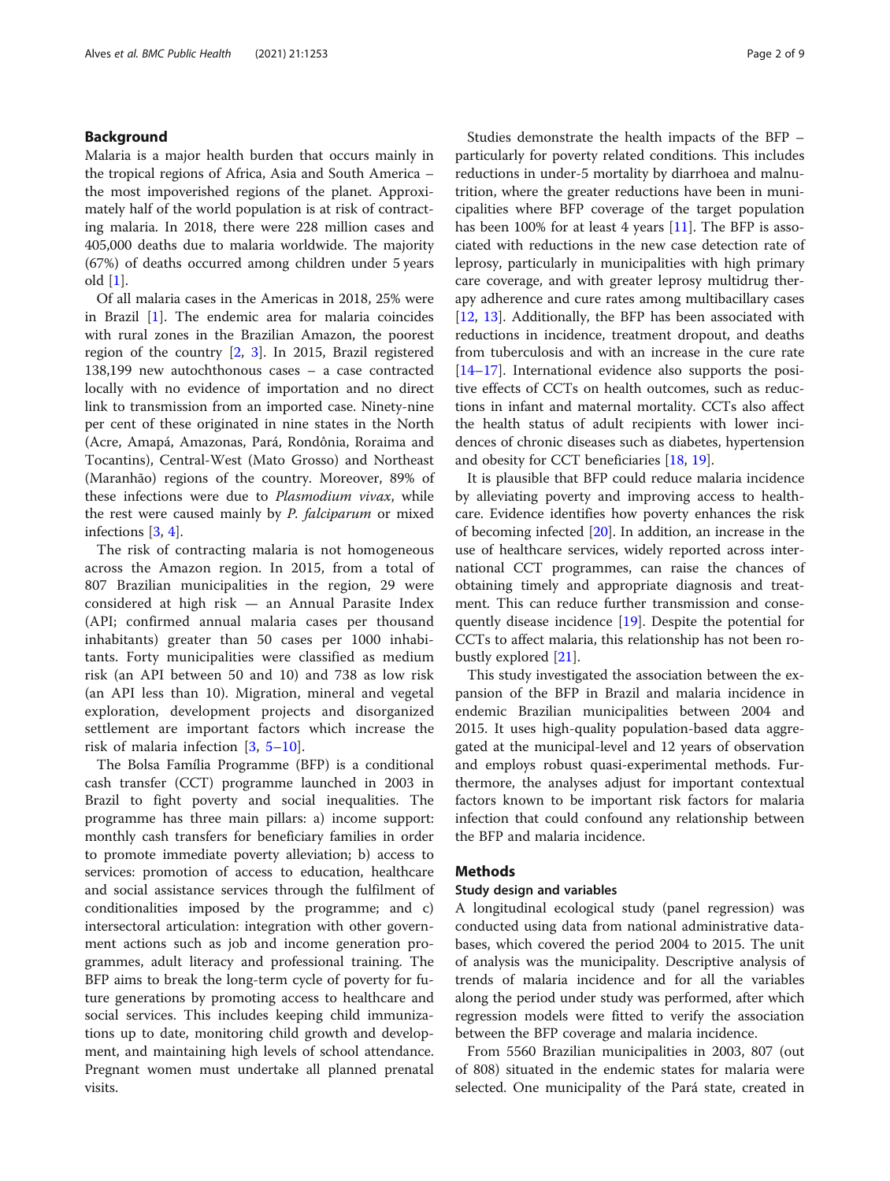## Background

Malaria is a major health burden that occurs mainly in the tropical regions of Africa, Asia and South America – the most impoverished regions of the planet. Approximately half of the world population is at risk of contracting malaria. In 2018, there were 228 million cases and 405,000 deaths due to malaria worldwide. The majority (67%) of deaths occurred among children under 5 years old [1].

Of all malaria cases in the Americas in 2018, 25% were in Brazil [1]. The endemic area for malaria coincides with rural zones in the Brazilian Amazon, the poorest region of the country [2, 3]. In 2015, Brazil registered 138,199 new autochthonous cases – a case contracted locally with no evidence of importation and no direct link to transmission from an imported case. Ninety-nine per cent of these originated in nine states in the North (Acre, Amapá, Amazonas, Pará, Rondônia, Roraima and Tocantins), Central-West (Mato Grosso) and Northeast (Maranhão) regions of the country. Moreover, 89% of these infections were due to *Plasmodium vivax*, while the rest were caused mainly by *P. falciparum* or mixed infections [3, 4].

The risk of contracting malaria is not homogeneous across the Amazon region. In 2015, from a total of 807 Brazilian municipalities in the region, 29 were considered at high risk — an Annual Parasite Index (API; confirmed annual malaria cases per thousand inhabitants) greater than 50 cases per 1000 inhabitants. Forty municipalities were classified as medium risk (an API between 50 and 10) and 738 as low risk (an API less than 10). Migration, mineral and vegetal exploration, development projects and disorganized settlement are important factors which increase the risk of malaria infection [3, 5–10].

The Bolsa Família Programme (BFP) is a conditional cash transfer (CCT) programme launched in 2003 in Brazil to fight poverty and social inequalities. The programme has three main pillars: a) income support: monthly cash transfers for beneficiary families in order to promote immediate poverty alleviation; b) access to services: promotion of access to education, healthcare and social assistance services through the fulfilment of conditionalities imposed by the programme; and c) intersectoral articulation: integration with other government actions such as job and income generation programmes, adult literacy and professional training. The BFP aims to break the long-term cycle of poverty for future generations by promoting access to healthcare and social services. This includes keeping child immunizations up to date, monitoring child growth and development, and maintaining high levels of school attendance. Pregnant women must undertake all planned prenatal visits.

Studies demonstrate the health impacts of the BFP – particularly for poverty related conditions. This includes reductions in under-5 mortality by diarrhoea and malnutrition, where the greater reductions have been in municipalities where BFP coverage of the target population has been 100% for at least 4 years [11]. The BFP is associated with reductions in the new case detection rate of leprosy, particularly in municipalities with high primary care coverage, and with greater leprosy multidrug therapy adherence and cure rates among multibacillary cases [12, 13]. Additionally, the BFP has been associated with reductions in incidence, treatment dropout, and deaths from tuberculosis and with an increase in the cure rate [14–17]. International evidence also supports the positive effects of CCTs on health outcomes, such as reductions in infant and maternal mortality. CCTs also affect the health status of adult recipients with lower incidences of chronic diseases such as diabetes, hypertension and obesity for CCT beneficiaries [18, 19].

It is plausible that BFP could reduce malaria incidence by alleviating poverty and improving access to healthcare. Evidence identifies how poverty enhances the risk of becoming infected [20]. In addition, an increase in the use of healthcare services, widely reported across international CCT programmes, can raise the chances of obtaining timely and appropriate diagnosis and treatment. This can reduce further transmission and consequently disease incidence [19]. Despite the potential for CCTs to affect malaria, this relationship has not been robustly explored [21].

This study investigated the association between the expansion of the BFP in Brazil and malaria incidence in endemic Brazilian municipalities between 2004 and 2015. It uses high-quality population-based data aggregated at the municipal-level and 12 years of observation and employs robust quasi-experimental methods. Furthermore, the analyses adjust for important contextual factors known to be important risk factors for malaria infection that could confound any relationship between the BFP and malaria incidence.

## Methods

### Study design and variables

A longitudinal ecological study (panel regression) was conducted using data from national administrative databases, which covered the period 2004 to 2015. The unit of analysis was the municipality. Descriptive analysis of trends of malaria incidence and for all the variables along the period under study was performed, after which regression models were fitted to verify the association between the BFP coverage and malaria incidence.

From 5560 Brazilian municipalities in 2003, 807 (out of 808) situated in the endemic states for malaria were selected. One municipality of the Pará state, created in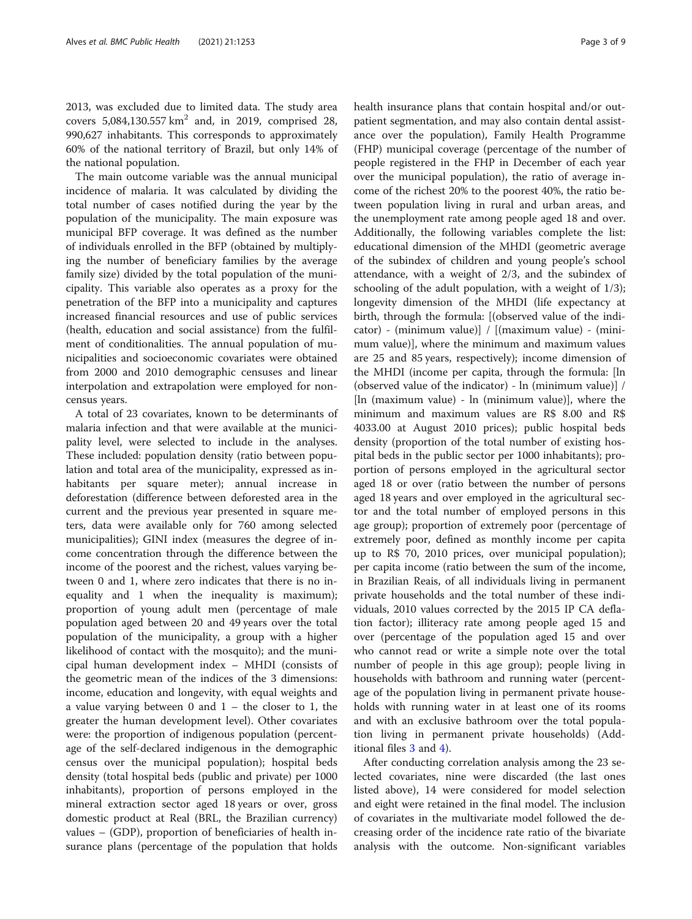2013, was excluded due to limited data. The study area covers 5,084,130.557 $km^2$ and, in 2019, comprised 28, 990,627 inhabitants. This corresponds to approximately 60% of the national territory of Brazil, but only 14% of the national population.

The main outcome variable was the annual municipal incidence of malaria. It was calculated by dividing the total number of cases notified during the year by the population of the municipality. The main exposure was municipal BFP coverage. It was defined as the number of individuals enrolled in the BFP (obtained by multiplying the number of beneficiary families by the average family size) divided by the total population of the municipality. This variable also operates as a proxy for the penetration of the BFP into a municipality and captures increased financial resources and use of public services (health, education and social assistance) from the fulfilment of conditionalities. The annual population of municipalities and socioeconomic covariates were obtained from 2000 and 2010 demographic censuses and linear interpolation and extrapolation were employed for non-census years.

A total of 23 covariates, known to be determinants of malaria infection and that were available at the municipality level, were selected to include in the analyses. These included: population density (ratio between population and total area of the municipality, expressed as inhabitants per square meter); annual increase in deforestation (difference between deforested area in the current and the previous year presented in square meters, data were available only for 760 among selected municipalities); GINI index (measures the degree of income concentration through the difference between the income of the poorest and the richest, values varying between 0 and 1, where zero indicates that there is no inequality and 1 when the inequality is maximum); proportion of young adult men (percentage of male population aged between 20 and 49 years over the total population of the municipality, a group with a higher likelihood of contact with the mosquito); and the municipal human development index – MHDI (consists of the geometric mean of the indices of the 3 dimensions: income, education and longevity, with equal weights and a value varying between 0 and 1 – the closer to 1, the greater the human development level). Other covariates were: the proportion of indigenous population (percentage of the self-declared indigenous in the demographic census over the municipal population); hospital beds density (total hospital beds (public and private) per 1000 inhabitants), proportion of persons employed in the mineral extraction sector aged 18 years or over, gross domestic product at Real (BRL, the Brazilian currency) values – (GDP), proportion of beneficiaries of health insurance plans (percentage of the population that holds health insurance plans that contain hospital and/or outpatient segmentation, and may also contain dental assistance over the population), Family Health Programme (FHP) municipal coverage (percentage of the number of people registered in the FHP in December of each year over the municipal population), the ratio of average income of the richest 20% to the poorest 40%, the ratio between population living in rural and urban areas, and the unemployment rate among people aged 18 and over. Additionally, the following variables complete the list: educational dimension of the MHDI (geometric average of the subindex of children and young people's school attendance, with a weight of 2/3, and the subindex of schooling of the adult population, with a weight of 1/3); longevity dimension of the MHDI (life expectancy at birth, through the formula: [(observed value of the indicator) - (minimum value)] / [(maximum value) - (minimum value)], where the minimum and maximum values are 25 and 85 years, respectively); income dimension of the MHDI (income per capita, through the formula: [ln (observed value of the indicator) - ln (minimum value)] / [ln (maximum value) - ln (minimum value)], where the minimum and maximum values are R$ 8.00 and R$ 4033.00 at August 2010 prices); public hospital beds density (proportion of the total number of existing hospital beds in the public sector per 1000 inhabitants); proportion of persons employed in the agricultural sector aged 18 or over (ratio between the number of persons aged 18 years and over employed in the agricultural sector and the total number of employed persons in this age group); proportion of extremely poor (percentage of extremely poor, defined as monthly income per capita up to R$ 70, 2010 prices, over municipal population); per capita income (ratio between the sum of the income, in Brazilian Reais, of all individuals living in permanent private households and the total number of these individuals, 2010 values corrected by the 2015 IP CA deflation factor); illiteracy rate among people aged 15 and over (percentage of the population aged 15 and over who cannot read or write a simple note over the total number of people in this age group); people living in households with bathroom and running water (percentage of the population living in permanent private households with running water in at least one of its rooms and with an exclusive bathroom over the total population living in permanent private households) (Additional files 3 and 4).

After conducting correlation analysis among the 23 selected covariates, nine were discarded (the last ones listed above), 14 were considered for model selection and eight were retained in the final model. The inclusion of covariates in the multivariate model followed the decreasing order of the incidence rate ratio of the bivariate analysis with the outcome. Non-significant variables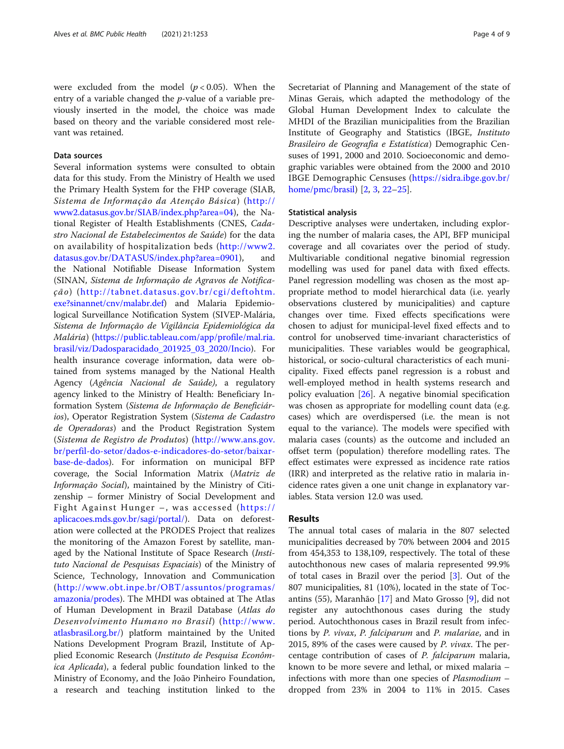were excluded from the model ($p < 0.05$). When the entry of a variable changed the *p*-value of a variable previously inserted in the model, the choice was made based on theory and the variable considered most relevant was retained.

### Data sources

Several information systems were consulted to obtain data for this study. From the Ministry of Health we used the Primary Health System for the FHP coverage (SIAB, *Sistema de Informação da Atenção Básica*) (http://www2.datasus.gov.br/SIAB/index.php?area=04), the National Register of Health Establishments (CNES, *Cadastro Nacional de Estabelecimentos de Saúde*) for the data on availability of hospitalization beds (http://www2.datasus.gov.br/DATASUS/index.php?area=0901), and the National Notifiable Disease Information System (SINAN, *Sistema de Informação de Agravos de Notificação*) (http://tabnet.datasus.gov.br/cgi/deftohtm.exe?sinannet/cnv/malabr.def) and Malaria Epidemiological Surveillance Notification System (SIVEP-Malária, *Sistema de Informação de Vigilância Epidemiológica da Malária*) (https://public.tableau.com/app/profile/mal.ria.brasil/viz/Dadosparacidado_201925_03_2020/Incio). For health insurance coverage information, data were obtained from systems managed by the National Health Agency (*Agência Nacional de Saúde*), a regulatory agency linked to the Ministry of Health: Beneficiary Information System (*Sistema de Informação de Beneficiários*), Operator Registration System (*Sistema de Cadastro de Operadoras*) and the Product Registration System (*Sistema de Registro de Produtos*) (http://www.ans.gov.br/perfil-do-setor/dados-e-indicadores-do-setor/baixar-base-de-dados). For information on municipal BFP coverage, the Social Information Matrix (*Matriz de Informação Social*), maintained by the Ministry of Citizenship – former Ministry of Social Development and Fight Against Hunger –, was accessed (https://aplicacoes.mds.gov.br/sagi/portal/). Data on deforestation were collected at the PRODES Project that realizes the monitoring of the Amazon Forest by satellite, managed by the National Institute of Space Research (*Instituto Nacional de Pesquisas Espaciais*) of the Ministry of Science, Technology, Innovation and Communication (http://www.obt.inpe.br/OBT/assuntos/programas/amazonia/prodes). The MHDI was obtained at The Atlas of Human Development in Brazil Database (*Atlas do Desenvolvimento Humano no Brasil*) (http://www.atlasbrasil.org.br/) platform maintained by the United Nations Development Program Brazil, Institute of Applied Economic Research (*Instituto de Pesquisa Econômica Aplicada*), a federal public foundation linked to the Ministry of Economy, and the João Pinheiro Foundation, a research and teaching institution linked to the Secretariat of Planning and Management of the state of Minas Gerais, which adapted the methodology of the Global Human Development Index to calculate the MHDI of the Brazilian municipalities from the Brazilian Institute of Geography and Statistics (IBGE, *Instituto Brasileiro de Geografia e Estatística*) Demographic Censuses of 1991, 2000 and 2010. Socioeconomic and demographic variables were obtained from the 2000 and 2010 IBGE Demographic Censuses (https://sidra.ibge.gov.br/home/pmc/brasil) [2, 3, 22–25].

### Statistical analysis

Descriptive analyses were undertaken, including exploring the number of malaria cases, the API, BFP municipal coverage and all covariates over the period of study. Multivariable conditional negative binomial regression modelling was used for panel data with fixed effects. Panel regression modelling was chosen as the most appropriate method to model hierarchical data (i.e. yearly observations clustered by municipalities) and capture changes over time. Fixed effects specifications were chosen to adjust for municipal-level fixed effects and to control for unobserved time-invariant characteristics of municipalities. These variables would be geographical, historical, or socio-cultural characteristics of each municipality. Fixed effects panel regression is a robust and well-employed method in health systems research and policy evaluation [26]. A negative binomial specification was chosen as appropriate for modelling count data (e.g. cases) which are overdispersed (i.e. the mean is not equal to the variance). The models were specified with malaria cases (counts) as the outcome and included an offset term (population) therefore modelling rates. The effect estimates were expressed as incidence rate ratios (IRR) and interpreted as the relative ratio in malaria incidence rates given a one unit change in explanatory variables. Stata version 12.0 was used.

## Results

The annual total cases of malaria in the 807 selected municipalities decreased by 70% between 2004 and 2015 from 454,353 to 138,109, respectively. The total of these autochthonous new cases of malaria represented 99.9% of total cases in Brazil over the period [3]. Out of the 807 municipalities, 81 (10%), located in the state of Tocantins (55), Maranhão [17] and Mato Grosso [9], did not register any autochthonous cases during the study period. Autochthonous cases in Brazil result from infections by *P. vivax*, *P. falciparum* and *P. malariae*, and in 2015, 89% of the cases were caused by *P. vivax*. The percentage contribution of cases of *P. falciparum* malaria, known to be more severe and lethal, or mixed malaria – infections with more than one species of *Plasmodium* – dropped from 23% in 2004 to 11% in 2015. Cases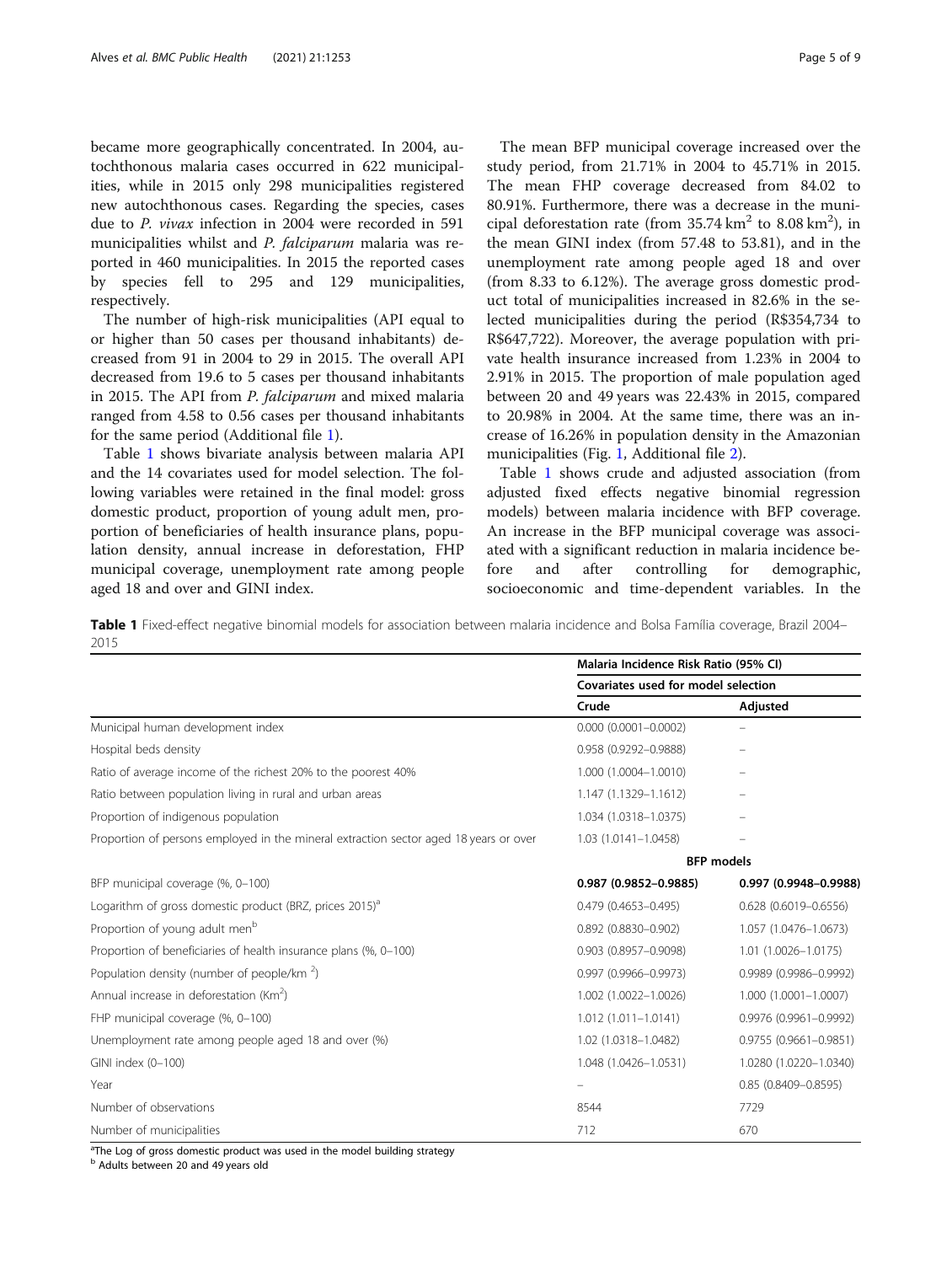became more geographically concentrated. In 2004, autochthonous malaria cases occurred in 622 municipalities, while in 2015 only 298 municipalities registered new autochthonous cases. Regarding the species, cases due to *P. vivax* infection in 2004 were recorded in 591 municipalities whilst and *P. falciparum* malaria was reported in 460 municipalities. In 2015 the reported cases by species fell to 295 and 129 municipalities, respectively.

The number of high-risk municipalities (API equal to or higher than 50 cases per thousand inhabitants) decreased from 91 in 2004 to 29 in 2015. The overall API decreased from 19.6 to 5 cases per thousand inhabitants in 2015. The API from *P. falciparum* and mixed malaria ranged from 4.58 to 0.56 cases per thousand inhabitants for the same period (Additional file 1).

Table 1 shows bivariate analysis between malaria API and the 14 covariates used for model selection. The following variables were retained in the final model: gross domestic product, proportion of young adult men, proportion of beneficiaries of health insurance plans, population density, annual increase in deforestation, FHP municipal coverage, unemployment rate among people aged 18 and over and GINI index.

The mean BFP municipal coverage increased over the study period, from 21.71% in 2004 to 45.71% in 2015. The mean FHP coverage decreased from 84.02 to 80.91%. Furthermore, there was a decrease in the municipal deforestation rate (from 35.74 $km^2$ to 8.08 $km^2$), in the mean GINI index (from 57.48 to 53.81), and in the unemployment rate among people aged 18 and over (from 8.33 to 6.12%). The average gross domestic product total of municipalities increased in 82.6% in the selected municipalities during the period (R$354,734 to R$647,722). Moreover, the average population with private health insurance increased from 1.23% in 2004 to 2.91% in 2015. The proportion of male population aged between 20 and 49 years was 22.43% in 2015, compared to 20.98% in 2004. At the same time, there was an increase of 16.26% in population density in the Amazonian municipalities (Fig. 1, Additional file 2).

Table 1 shows crude and adjusted association (from adjusted fixed effects negative binomial regression models) between malaria incidence with BFP coverage. An increase in the BFP municipal coverage was associated with a significant reduction in malaria incidence before and after controlling for demographic, socioeconomic and time-dependent variables. In the

**Table 1** Fixed-effect negative binomial models for association between malaria incidence and Bolsa Família coverage, Brazil 2004–2015

| | Malaria Incidence Risk Ratio (95% CI) | |
|---|---|---|
| | Covariates used for model selection | |
| | Crude | Adjusted |
| Municipal human development index | 0.000 (0.0001–0.0002) | – |
| Hospital beds density | 0.958 (0.9292–0.9888) | – |
| Ratio of average income of the richest 20% to the poorest 40% | 1.000 (1.0004–1.0010) | – |
| Ratio between population living in rural and urban areas | 1.147 (1.1329–1.1612) | – |
| Proportion of indigenous population | 1.034 (1.0318–1.0375) | – |
| Proportion of persons employed in the mineral extraction sector aged 18 years or over | 1.03 (1.0141–1.0458) | – |
| | BFP models | |
| BFP municipal coverage (%, 0–100) | **0.987 (0.9852–0.9885)** | **0.997 (0.9948–0.9988)** |
| Logarithm of gross domestic product (BRZ, prices 2015)[a] | 0.479 (0.4653–0.495) | 0.628 (0.6019–0.6556) |
| Proportion of young adult men[b] | 0.892 (0.8830–0.902) | 1.057 (1.0476–1.0673) |
| Proportion of beneficiaries of health insurance plans (%, 0–100) | 0.903 (0.8957–0.9098) | 1.01 (1.0026–1.0175) |
| Population density (number of people/km $^2$) | 0.997 (0.9966–0.9973) | 0.9989 (0.9986–0.9992) |
| Annual increase in deforestation (Km$^2$) | 1.002 (1.0022–1.0026) | 1.000 (1.0001–1.0007) |
| FHP municipal coverage (%, 0–100) | 1.012 (1.011–1.0141) | 0.9976 (0.9961–0.9992) |
| Unemployment rate among people aged 18 and over (%) | 1.02 (1.0318–1.0482) | 0.9755 (0.9661–0.9851) |
| GINI index (0–100) | 1.048 (1.0426–1.0531) | 1.0280 (1.0220–1.0340) |
| Year | – | 0.85 (0.8409–0.8595) |
| Number of observations | 8544 | 7729 |
| Number of municipalities | 712 | 670 |

[a]The Log of gross domestic product was used in the model building strategy

[b] Adults between 20 and 49 years old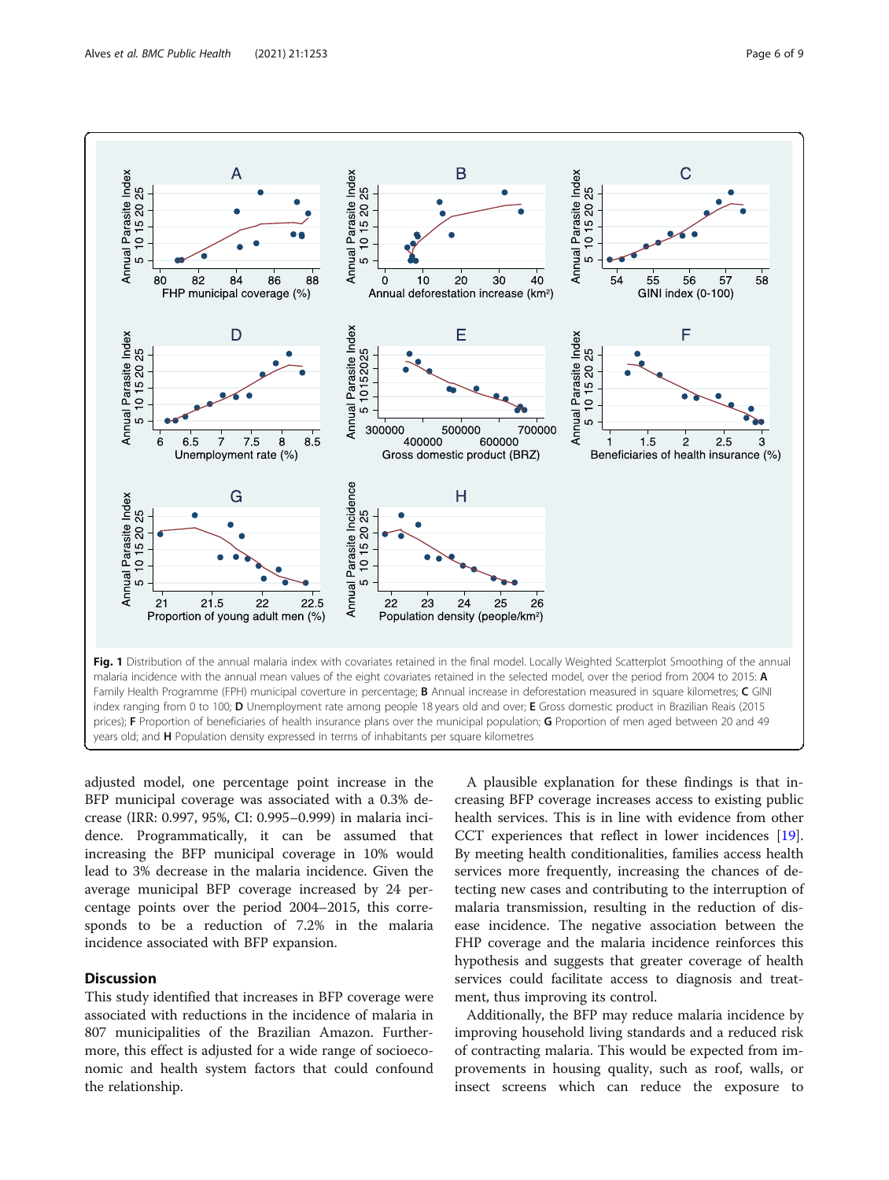**Fig. 1** Distribution of the annual malaria index with covariates retained in the final model. Locally Weighted Scatterplot Smoothing of the annual malaria incidence with the annual mean values of the eight covariates retained in the selected model, over the period from 2004 to 2015: **A** Family Health Programme (FPH) municipal coverture in percentage; **B** Annual increase in deforestation measured in square kilometres; **C** GINI index ranging from 0 to 100; **D** Unemployment rate among people 18 years old and over; **E** Gross domestic product in Brazilian Reais (2015 prices); **F** Proportion of beneficiaries of health insurance plans over the municipal population; **G** Proportion of men aged between 20 and 49 years old; and **H** Population density expressed in terms of inhabitants per square kilometres

adjusted model, one percentage point increase in the BFP municipal coverage was associated with a 0.3% decrease (IRR: 0.997, 95%, CI: 0.995–0.999) in malaria incidence. Programmatically, it can be assumed that increasing the BFP municipal coverage in 10% would lead to 3% decrease in the malaria incidence. Given the average municipal BFP coverage increased by 24 percentage points over the period 2004–2015, this corresponds to be a reduction of 7.2% in the malaria incidence associated with BFP expansion.

## Discussion

This study identified that increases in BFP coverage were associated with reductions in the incidence of malaria in 807 municipalities of the Brazilian Amazon. Furthermore, this effect is adjusted for a wide range of socioeconomic and health system factors that could confound the relationship.

A plausible explanation for these findings is that increasing BFP coverage increases access to existing public health services. This is in line with evidence from other CCT experiences that reflect in lower incidences [19]. By meeting health conditionalities, families access health services more frequently, increasing the chances of detecting new cases and contributing to the interruption of malaria transmission, resulting in the reduction of disease incidence. The negative association between the FHP coverage and the malaria incidence reinforces this hypothesis and suggests that greater coverage of health services could facilitate access to diagnosis and treatment, thus improving its control.

Additionally, the BFP may reduce malaria incidence by improving household living standards and a reduced risk of contracting malaria. This would be expected from improvements in housing quality, such as roof, walls, or insect screens which can reduce the exposure to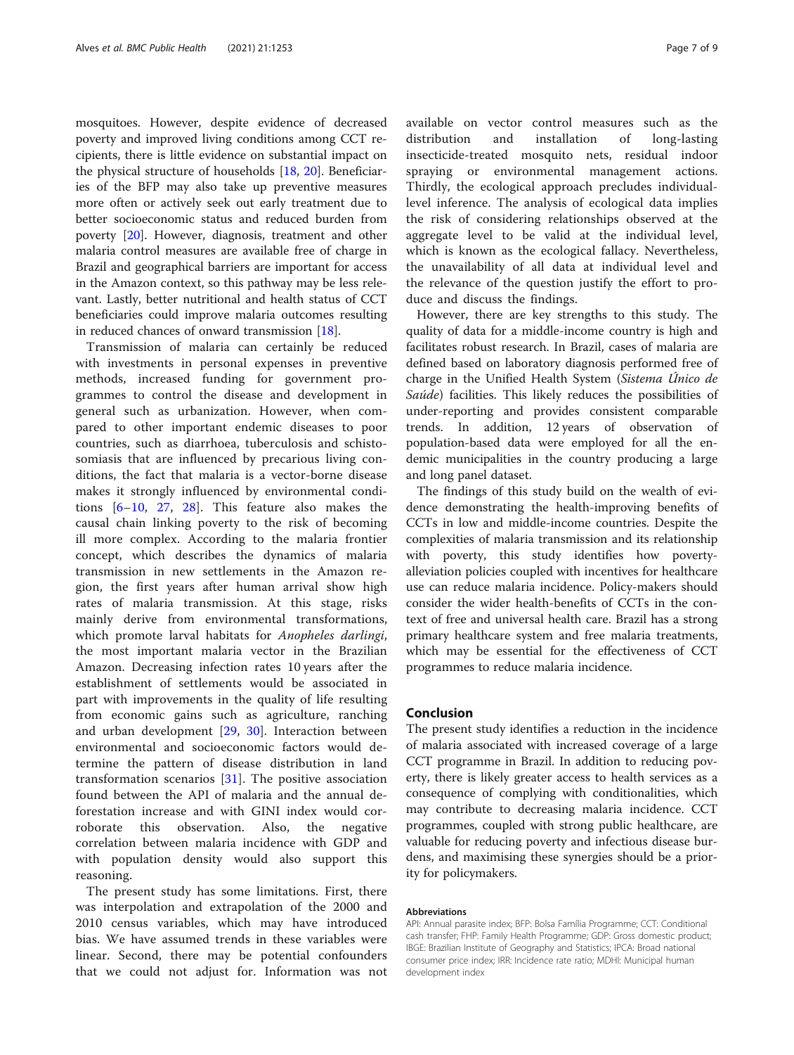mosquitoes. However, despite evidence of decreased poverty and improved living conditions among CCT recipients, there is little evidence on substantial impact on the physical structure of households [18, 20]. Beneficiaries of the BFP may also take up preventive measures more often or actively seek out early treatment due to better socioeconomic status and reduced burden from poverty [20]. However, diagnosis, treatment and other malaria control measures are available free of charge in Brazil and geographical barriers are important for access in the Amazon context, so this pathway may be less relevant. Lastly, better nutritional and health status of CCT beneficiaries could improve malaria outcomes resulting in reduced chances of onward transmission [18].

Transmission of malaria can certainly be reduced with investments in personal expenses in preventive methods, increased funding for government programmes to control the disease and development in general such as urbanization. However, when compared to other important endemic diseases to poor countries, such as diarrhoea, tuberculosis and schistosomiasis that are influenced by precarious living conditions, the fact that malaria is a vector-borne disease makes it strongly influenced by environmental conditions [6–10, 27, 28]. This feature also makes the causal chain linking poverty to the risk of becoming ill more complex. According to the malaria frontier concept, which describes the dynamics of malaria transmission in new settlements in the Amazon region, the first years after human arrival show high rates of malaria transmission. At this stage, risks mainly derive from environmental transformations, which promote larval habitats for *Anopheles darlingi*, the most important malaria vector in the Brazilian Amazon. Decreasing infection rates 10 years after the establishment of settlements would be associated in part with improvements in the quality of life resulting from economic gains such as agriculture, ranching and urban development [29, 30]. Interaction between environmental and socioeconomic factors would determine the pattern of disease distribution in land transformation scenarios [31]. The positive association found between the API of malaria and the annual deforestation increase and with GINI index would corroborate this observation. Also, the negative correlation between malaria incidence with GDP and with population density would also support this reasoning.

The present study has some limitations. First, there was interpolation and extrapolation of the 2000 and 2010 census variables, which may have introduced bias. We have assumed trends in these variables were linear. Second, there may be potential confounders that we could not adjust for. Information was not available on vector control measures such as the distribution and installation of long-lasting insecticide-treated mosquito nets, residual indoor spraying or environmental management actions. Thirdly, the ecological approach precludes individual-level inference. The analysis of ecological data implies the risk of considering relationships observed at the aggregate level to be valid at the individual level, which is known as the ecological fallacy. Nevertheless, the unavailability of all data at individual level and the relevance of the question justify the effort to produce and discuss the findings.

However, there are key strengths to this study. The quality of data for a middle-income country is high and facilitates robust research. In Brazil, cases of malaria are defined based on laboratory diagnosis performed free of charge in the Unified Health System (*Sistema Único de Saúde*) facilities. This likely reduces the possibilities of under-reporting and provides consistent comparable trends. In addition, 12 years of observation of population-based data were employed for all the endemic municipalities in the country producing a large and long panel dataset.

The findings of this study build on the wealth of evidence demonstrating the health-improving benefits of CCTs in low and middle-income countries. Despite the complexities of malaria transmission and its relationship with poverty, this study identifies how poverty-alleviation policies coupled with incentives for healthcare use can reduce malaria incidence. Policy-makers should consider the wider health-benefits of CCTs in the context of free and universal health care. Brazil has a strong primary healthcare system and free malaria treatments, which may be essential for the effectiveness of CCT programmes to reduce malaria incidence.

## Conclusion

The present study identifies a reduction in the incidence of malaria associated with increased coverage of a large CCT programme in Brazil. In addition to reducing poverty, there is likely greater access to health services as a consequence of complying with conditionalities, which may contribute to decreasing malaria incidence. CCT programmes, coupled with strong public healthcare, are valuable for reducing poverty and infectious disease burdens, and maximising these synergies should be a priority for policymakers.

#### Abbreviations

API: Annual parasite index; BFP: Bolsa Família Programme; CCT: Conditional cash transfer; FHP: Family Health Programme; GDP: Gross domestic product; IBGE: Brazilian Institute of Geography and Statistics; IPCA: Broad national consumer price index; IRR: Incidence rate ratio; MDHI: Municipal human development index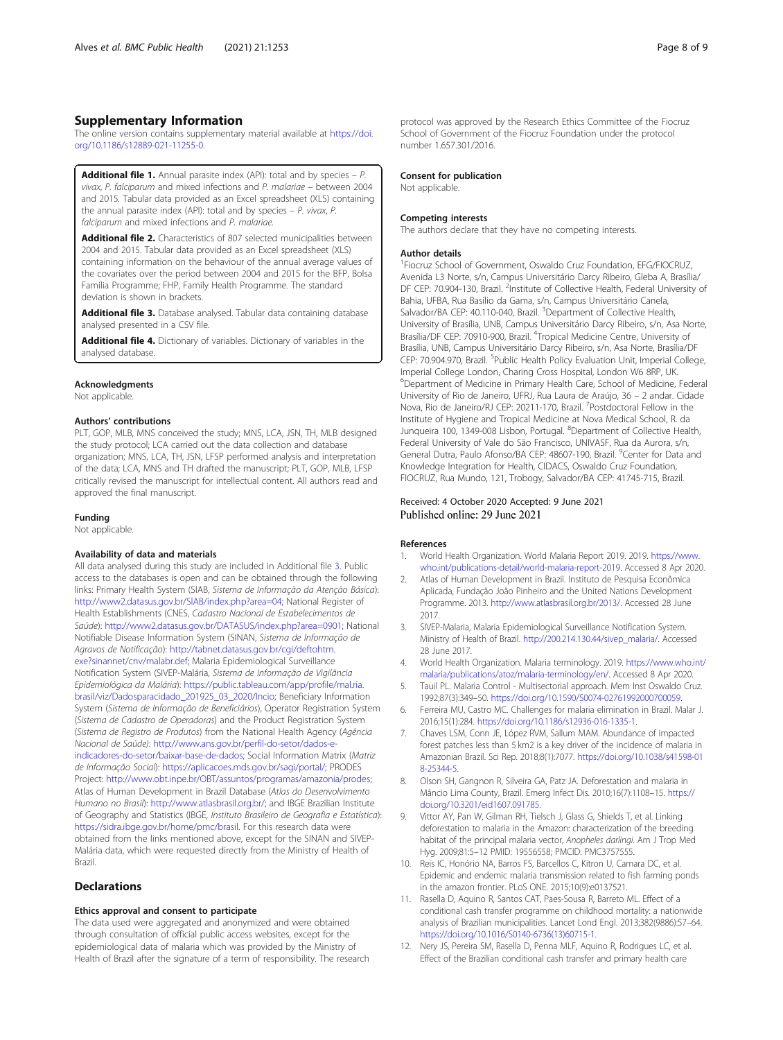## Supplementary Information

The online version contains supplementary material available at https://doi.org/10.1186/s12889-021-11255-0.

**Additional file 1.** Annual parasite index (API): total and by species – *P. vivax*, *P. falciparum* and mixed infections and *P. malariae* – between 2004 and 2015. Tabular data provided as an Excel spreadsheet (XLS) containing the annual parasite index (API): total and by species – *P. vivax*, *P. falciparum* and mixed infections and *P. malariae*.

**Additional file 2.** Characteristics of 807 selected municipalities between 2004 and 2015. Tabular data provided as an Excel spreadsheet (XLS) containing information on the behaviour of the annual average values of the covariates over the period between 2004 and 2015 for the BFP, Bolsa Família Programme; FHP, Family Health Programme. The standard deviation is shown in brackets.

**Additional file 3.** Database analysed. Tabular data containing database analysed presented in a CSV file.

**Additional file 4.** Dictionary of variables. Dictionary of variables in the analysed database.

### Acknowledgments

Not applicable.

### Authors' contributions

PLT, GOP, MLB, MNS conceived the study; MNS, LCA, JSN, TH, MLB designed the study protocol; LCA carried out the data collection and database organization; MNS, LCA, TH, JSN, LFSP performed analysis and interpretation of the data; LCA, MNS and TH drafted the manuscript; PLT, GOP, MLB, LFSP critically revised the manuscript for intellectual content. All authors read and approved the final manuscript.

### Funding

Not applicable.

### Availability of data and materials

All data analysed during this study are included in Additional file 3. Public access to the databases is open and can be obtained through the following links: Primary Health System (SIAB, *Sistema de Informação da Atenção Básica*): http://www2.datasus.gov.br/SIAB/index.php?area=04; National Register of Health Establishments (CNES, *Cadastro Nacional de Estabelecimentos de Saúde*): http://www2.datasus.gov.br/DATASUS/index.php?area=0901; National Notifiable Disease Information System (SINAN, *Sistema de Informação de Agravos de Notificação*): http://tabnet.datasus.gov.br/cgi/deftohtm.exe?sinannet/cnv/malabr.def; Malaria Epidemiological Surveillance Notification System (SIVEP-Malária, *Sistema de Informação de Vigilância Epidemiológica da Malária*): https://public.tableau.com/app/profile/mal.ria.brasil/viz/Dadosparacidado_201925_03_2020/Incio; Beneficiary Information System (*Sistema de Informação de Beneficiários*), Operator Registration System (*Sistema de Cadastro de Operadoras*) and the Product Registration System (*Sistema de Registro de Produtos*) from the National Health Agency (*Agência Nacional de Saúde*): http://www.ans.gov.br/perfil-do-setor/dados-e-indicadores-do-setor/baixar-base-de-dados; Social Information Matrix (*Matriz de Informação Social*): https://aplicacoes.mds.gov.br/sagi/portal/; PRODES Project: http://www.obt.inpe.br/OBT/assuntos/programas/amazonia/prodes; Atlas of Human Development in Brazil Database (*Atlas do Desenvolvimento Humano no Brasil*): http://www.atlasbrasil.org.br/; and IBGE Brazilian Institute of Geography and Statistics (IBGE, *Instituto Brasileiro de Geografia e Estatística*): https://sidra.ibge.gov.br/home/pmc/brasil. For this research data were obtained from the links mentioned above, except for the SINAN and SIVEP-Malária data, which were requested directly from the Ministry of Health of Brazil.

## Declarations

### Ethics approval and consent to participate

The data used were aggregated and anonymized and were obtained through consultation of official public access websites, except for the epidemiological data of malaria which was provided by the Ministry of Health of Brazil after the signature of a term of responsibility. The research protocol was approved by the Research Ethics Committee of the Fiocruz School of Government of the Fiocruz Foundation under the protocol number 1.657.301/2016.

### Consent for publication

Not applicable.

### Competing interests

The authors declare that they have no competing interests.

### Author details

[1]Fiocruz School of Government, Oswaldo Cruz Foundation, EFG/FIOCRUZ, Avenida L3 Norte, s/n, Campus Universitário Darcy Ribeiro, Gleba A, Brasília/DF CEP: 70.904-130, Brazil. [2]Institute of Collective Health, Federal University of Bahia, UFBA, Rua Basílio da Gama, s/n, Campus Universitário Canela, Salvador/BA CEP: 40.110-040, Brazil. [3]Department of Collective Health, University of Brasília, UNB, Campus Universitário Darcy Ribeiro, s/n, Asa Norte, Brasília/DF CEP: 70910-900, Brazil. [4]Tropical Medicine Centre, University of Brasília, UNB, Campus Universitário Darcy Ribeiro, s/n, Asa Norte, Brasília/DF CEP: 70.904.970, Brazil. [5]Public Health Policy Evaluation Unit, Imperial College, Imperial College London, Charing Cross Hospital, London W6 8RP, UK. [6]Department of Medicine in Primary Health Care, School of Medicine, Federal University of Rio de Janeiro, UFRJ, Rua Laura de Araújo, 36 – 2 andar. Cidade Nova, Rio de Janeiro/RJ CEP: 20211-170, Brazil. [7]Postdoctoral Fellow in the Institute of Hygiene and Tropical Medicine at Nova Medical School, R. da Junqueira 100, 1349-008 Lisbon, Portugal. [8]Department of Collective Health, Federal University of Vale do São Francisco, UNIVASF, Rua da Aurora, s/n, General Dutra, Paulo Afonso/BA CEP: 48607-190, Brazil. [9]Center for Data and Knowledge Integration for Health, CIDACS, Oswaldo Cruz Foundation, FIOCRUZ, Rua Mundo, 121, Trobogy, Salvador/BA CEP: 41745-715, Brazil.

Received: 4 October 2020 Accepted: 9 June 2021
Published online: 29 June 2021

### References

1. World Health Organization. World Malaria Report 2019. 2019. https://www.who.int/publications-detail/world-malaria-report-2019. Accessed 8 Apr 2020.
2. Atlas of Human Development in Brazil. Instituto de Pesquisa Econômica Aplicada, Fundação João Pinheiro and the United Nations Development Programme. 2013. http://www.atlasbrasil.org.br/2013/. Accessed 28 June 2017.
3. SIVEP-Malaria, Malaria Epidemiological Surveillance Notification System. Ministry of Health of Brazil. http://200.214.130.44/sivep_malaria/. Accessed 28 June 2017.
4. World Health Organization. Malaria terminology. 2019. https://www.who.int/malaria/publications/atoz/malaria-terminology/en/. Accessed 8 Apr 2020.
5. Tauil PL. Malaria Control - Multisectorial approach. Mem Inst Oswaldo Cruz. 1992;87(3):349–50. https://doi.org/10.1590/S0074-02761992000700059.
6. Ferreira MU, Castro MC. Challenges for malaria elimination in Brazil. Malar J. 2016;15(1):284. https://doi.org/10.1186/s12936-016-1335-1.
7. Chaves LSM, Conn JE, López RVM, Sallum MAM. Abundance of impacted forest patches less than 5 km2 is a key driver of the incidence of malaria in Amazonian Brazil. Sci Rep. 2018;8(1):7077. https://doi.org/10.1038/s41598-018-25344-5.
8. Olson SH, Gangnon R, Silveira GA, Patz JA. Deforestation and malaria in Mâncio Lima County, Brazil. Emerg Infect Dis. 2010;16(7):1108–15. https://doi.org/10.3201/eid1607.091785.
9. Vittor AY, Pan W, Gilman RH, Tielsch J, Glass G, Shields T, et al. Linking deforestation to malaria in the Amazon: characterization of the breeding habitat of the principal malaria vector, *Anopheles darlingi*. Am J Trop Med Hyg. 2009;81:5–12 PMID: 19556558; PMCID: PMC3757555.
10. Reis IC, Honório NA, Barros FS, Barcellos C, Kitron U, Camara DC, et al. Epidemic and endemic malaria transmission related to fish farming ponds in the amazon frontier. PLoS ONE. 2015;10(9):e0137521.
11. Rasella D, Aquino R, Santos CAT, Paes-Sousa R, Barreto ML. Effect of a conditional cash transfer programme on childhood mortality: a nationwide analysis of Brazilian municipalities. Lancet Lond Engl. 2013;382(9886):57–64. https://doi.org/10.1016/S0140-6736(13)60715-1.
12. Nery JS, Pereira SM, Rasella D, Penna MLF, Aquino R, Rodrigues LC, et al. Effect of the Brazilian conditional cash transfer and primary health care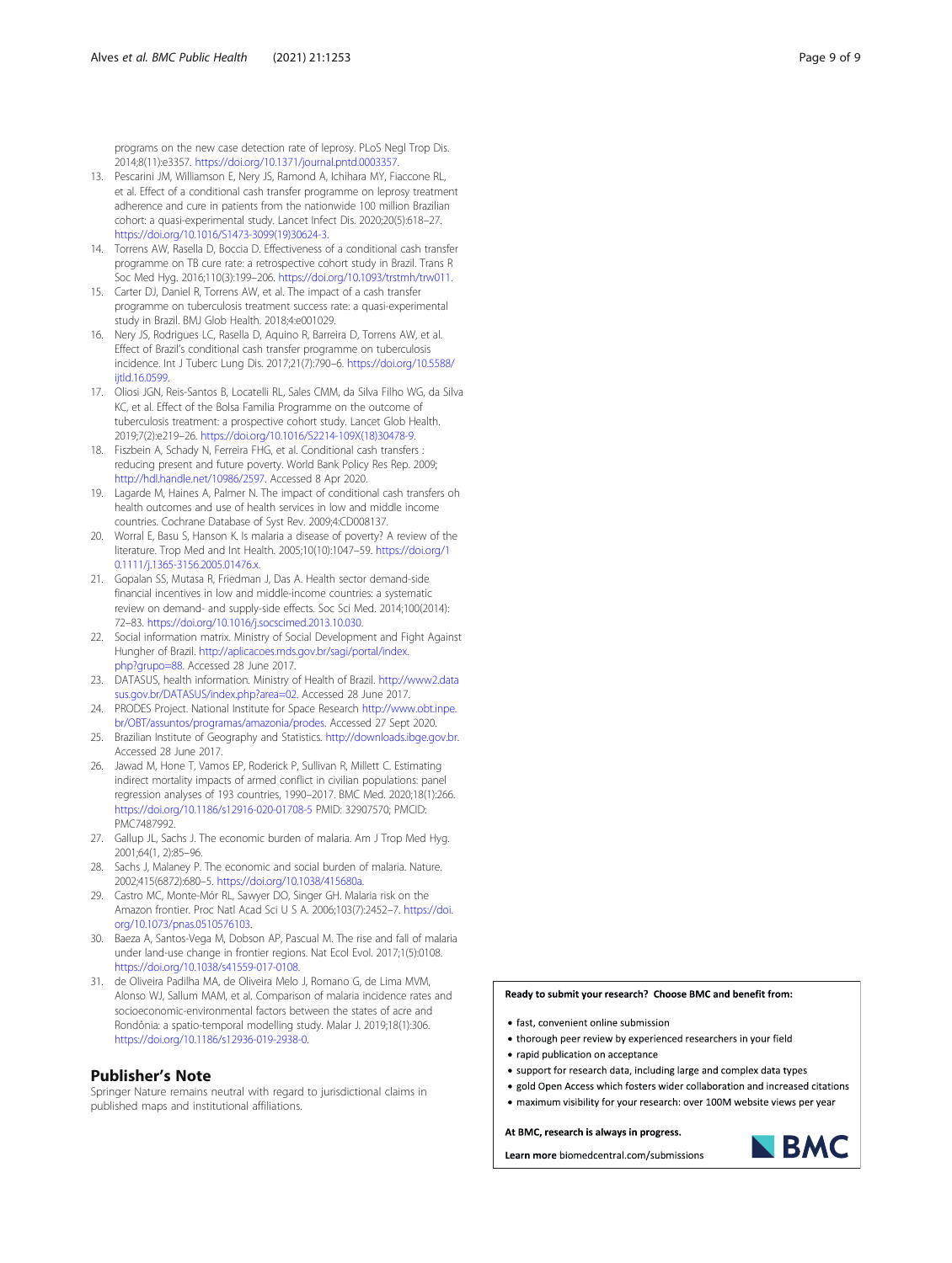programs on the new case detection rate of leprosy. PLoS Negl Trop Dis. 2014;8(11):e3357. https://doi.org/10.1371/journal.pntd.0003357.

13. Pescarini JM, Williamson E, Nery JS, Ramond A, Ichihara MY, Fiaccone RL, et al. Effect of a conditional cash transfer programme on leprosy treatment adherence and cure in patients from the nationwide 100 million Brazilian cohort: a quasi-experimental study. Lancet Infect Dis. 2020;20(5):618–27. https://doi.org/10.1016/S1473-3099(19)30624-3.
14. Torrens AW, Rasella D, Boccia D. Effectiveness of a conditional cash transfer programme on TB cure rate: a retrospective cohort study in Brazil. Trans R Soc Med Hyg. 2016;110(3):199–206. https://doi.org/10.1093/trstmh/trw011.
15. Carter DJ, Daniel R, Torrens AW, et al. The impact of a cash transfer programme on tuberculosis treatment success rate: a quasi-experimental study in Brazil. BMJ Glob Health. 2018;4:e001029.
16. Nery JS, Rodrigues LC, Rasella D, Aquino R, Barreira D, Torrens AW, et al. Effect of Brazil's conditional cash transfer programme on tuberculosis incidence. Int J Tuberc Lung Dis. 2017;21(7):790–6. https://doi.org/10.5588/ijtld.16.0599.
17. Oliosi JGN, Reis-Santos B, Locatelli RL, Sales CMM, da Silva Filho WG, da Silva KC, et al. Effect of the Bolsa Familia Programme on the outcome of tuberculosis treatment: a prospective cohort study. Lancet Glob Health. 2019;7(2):e219–26. https://doi.org/10.1016/S2214-109X(18)30478-9.
18. Fiszbein A, Schady N, Ferreira FHG, et al. Conditional cash transfers : reducing present and future poverty. World Bank Policy Res Rep. 2009; http://hdl.handle.net/10986/2597. Accessed 8 Apr 2020.
19. Lagarde M, Haines A, Palmer N. The impact of conditional cash transfers oh health outcomes and use of health services in low and middle income countries. Cochrane Database of Syst Rev. 2009;4:CD008137.
20. Worral E, Basu S, Hanson K. Is malaria a disease of poverty? A review of the literature. Trop Med and Int Health. 2005;10(10):1047–59. https://doi.org/10.1111/j.1365-3156.2005.01476.x.
21. Gopalan SS, Mutasa R, Friedman J, Das A. Health sector demand-side financial incentives in low and middle-income countries: a systematic review on demand- and supply-side effects. Soc Sci Med. 2014;100(2014):72–83. https://doi.org/10.1016/j.socscimed.2013.10.030.
22. Social information matrix. Ministry of Social Development and Fight Against Hungher of Brazil. http://aplicacoes.mds.gov.br/sagi/portal/index.php?grupo=88. Accessed 28 June 2017.
23. DATASUS, health information. Ministry of Health of Brazil. http://www2.datasus.gov.br/DATASUS/index.php?area=02. Accessed 28 June 2017.
24. PRODES Project. National Institute for Space Research http://www.obt.inpe.br/OBT/assuntos/programas/amazonia/prodes. Accessed 27 Sept 2020.
25. Brazilian Institute of Geography and Statistics. http://downloads.ibge.gov.br. Accessed 28 June 2017.
26. Jawad M, Hone T, Vamos EP, Roderick P, Sullivan R, Millett C. Estimating indirect mortality impacts of armed conflict in civilian populations: panel regression analyses of 193 countries, 1990–2017. BMC Med. 2020;18(1):266. https://doi.org/10.1186/s12916-020-01708-5 PMID: 32907570; PMCID: PMC7487992.
27. Gallup JL, Sachs J. The economic burden of malaria. Am J Trop Med Hyg. 2001;64(1, 2):85–96.
28. Sachs J, Malaney P. The economic and social burden of malaria. Nature. 2002;415(6872):680–5. https://doi.org/10.1038/415680a.
29. Castro MC, Monte-Mór RL, Sawyer DO, Singer GH. Malaria risk on the Amazon frontier. Proc Natl Acad Sci U S A. 2006;103(7):2452–7. https://doi.org/10.1073/pnas.0510576103.
30. Baeza A, Santos-Vega M, Dobson AP, Pascual M. The rise and fall of malaria under land-use change in frontier regions. Nat Ecol Evol. 2017;1(5):0108. https://doi.org/10.1038/s41559-017-0108.
31. de Oliveira Padilha MA, de Oliveira Melo J, Romano G, de Lima MVM, Alonso WJ, Sallum MAM, et al. Comparison of malaria incidence rates and socioeconomic-environmental factors between the states of acre and Rondônia: a spatio-temporal modelling study. Malar J. 2019;18(1):306. https://doi.org/10.1186/s12936-019-2938-0.

## Publisher's Note

Springer Nature remains neutral with regard to jurisdictional claims in published maps and institutional affiliations.

**Ready to submit your research? Choose BMC and benefit from:**

- fast, convenient online submission
- thorough peer review by experienced researchers in your field
- rapid publication on acceptance
- support for research data, including large and complex data types
- gold Open Access which fosters wider collaboration and increased citations
- maximum visibility for your research: over 100M website views per year

**At BMC, research is always in progress.**

**Learn more** biomedcentral.com/submissions

BMC